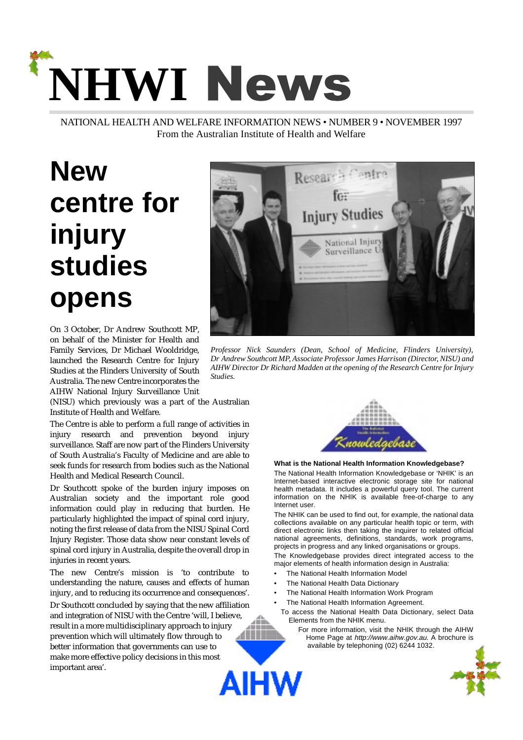# NHWI News

NATIONAL HEALTH AND WELFARE INFORMATION NEWS • NUMBER 9 • NOVEMBER 1997
From the Australian Institute of Health and Welfare

## New centre for injury studies opens

On 3 October, Dr Andrew Southcott MP, on behalf of the Minister for Health and Family Services, Dr Michael Wooldridge, launched the Research Centre for Injury Studies at the Flinders University of South Australia. The new Centre incorporates the AIHW National Injury Surveillance Unit (NISU) which previously was a part of the Australian Institute of Health and Welfare.

The Centre is able to perform a full range of activities in injury research and prevention beyond injury surveillance. Staff are now part of the Flinders University of South Australia's Faculty of Medicine and are able to seek funds for research from bodies such as the National Health and Medical Research Council.

Dr Southcott spoke of the burden injury imposes on Australian society and the important role good information could play in reducing that burden. He particularly highlighted the impact of spinal cord injury, noting the first release of data from the NISU Spinal Cord Injury Register. Those data show near constant levels of spinal cord injury in Australia, despite the overall drop in injuries in recent years.

The new Centre's mission is 'to contribute to understanding the nature, causes and effects of human injury, and to reducing its occurrence and consequences'.

Dr Southcott concluded by saying that the new affiliation and integration of NISU with the Centre 'will, I believe, result in a more multidisciplinary approach to injury prevention which will ultimately flow through to better information that governments can use to make more effective policy decisions in this most important area'.

*Professor Nick Saunders (Dean, School of Medicine, Flinders University), Dr Andrew Southcott MP, Associate Professor James Harrison (Director, NISU) and AIHW Director Dr Richard Madden at the opening of the Research Centre for Injury Studies.*

**What is the National Health Information Knowledgebase?**

The National Health Information Knowledgebase or 'NHIK' is an Internet-based interactive electronic storage site for national health metadata. It includes a powerful query tool. The current information on the NHIK is available free-of-charge to any Internet user.

The NHIK can be used to find out, for example, the national data collections available on any particular health topic or term, with direct electronic links then taking the inquirer to related official national agreements, definitions, standards, work programs, projects in progress and any linked organisations or groups.

The Knowledgebase provides direct integrated access to the major elements of health information design in Australia:

- The National Health Information Model
- The National Health Data Dictionary
- The National Health Information Work Program
- The National Health Information Agreement.

To access the National Health Data Dictionary, select Data Elements from the NHIK menu.

For more information, visit the NHIK through the AIHW Home Page at *http://www.aihw.gov.au.* A brochure is available by telephoning (02) 6244 1032.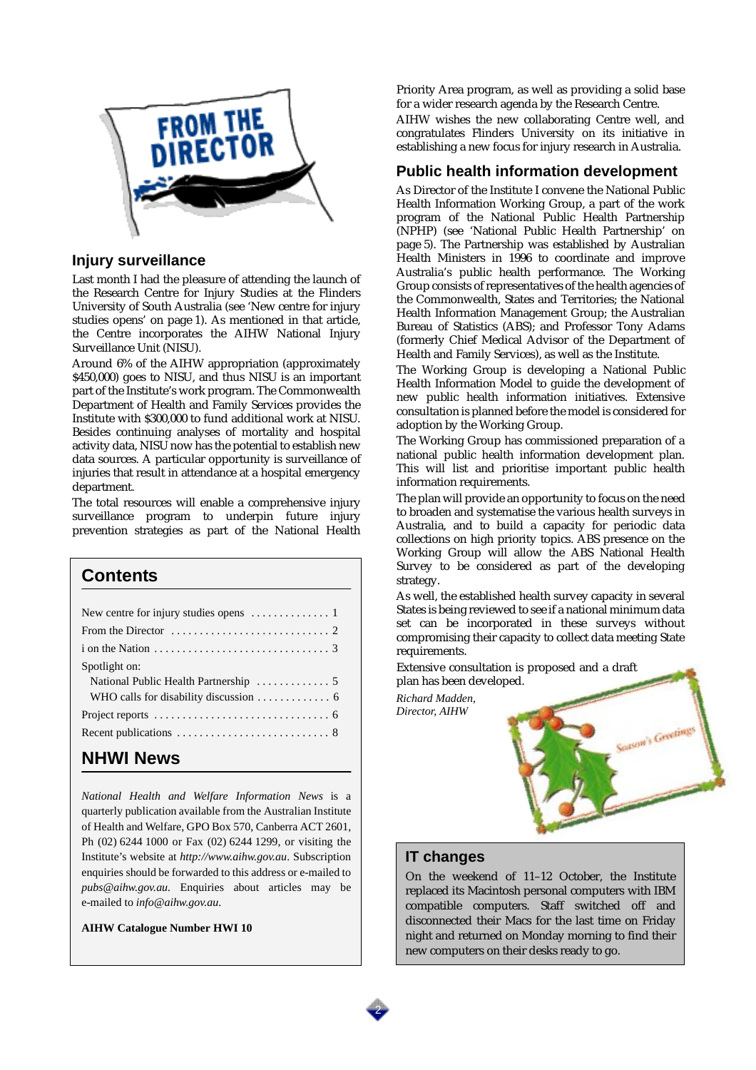# FROM THE DIRECTOR

## Injury surveillance

Last month I had the pleasure of attending the launch of the Research Centre for Injury Studies at the Flinders University of South Australia (see 'New centre for injury studies opens' on page 1). As mentioned in that article, the Centre incorporates the AIHW National Injury Surveillance Unit (NISU).

Around 6% of the AIHW appropriation (approximately $450,000) goes to NISU, and thus NISU is an important part of the Institute's work program. The Commonwealth Department of Health and Family Services provides the Institute with $300,000 to fund additional work at NISU. Besides continuing analyses of mortality and hospital activity data, NISU now has the potential to establish new data sources. A particular opportunity is surveillance of injuries that result in attendance at a hospital emergency department.

The total resources will enable a comprehensive injury surveillance program to underpin future injury prevention strategies as part of the National Health Priority Area program, as well as providing a solid base for a wider research agenda by the Research Centre.

AIHW wishes the new collaborating Centre well, and congratulates Flinders University on its initiative in establishing a new focus for injury research in Australia.

## Public health information development

As Director of the Institute I convene the National Public Health Information Working Group, a part of the work program of the National Public Health Partnership (NPHP) (see 'National Public Health Partnership' on page 5). The Partnership was established by Australian Health Ministers in 1996 to coordinate and improve Australia's public health performance. The Working Group consists of representatives of the health agencies of the Commonwealth, States and Territories; the National Health Information Management Group; the Australian Bureau of Statistics (ABS); and Professor Tony Adams (formerly Chief Medical Advisor of the Department of Health and Family Services), as well as the Institute.

The Working Group is developing a National Public Health Information Model to guide the development of new public health information initiatives. Extensive consultation is planned before the model is considered for adoption by the Working Group.

The Working Group has commissioned preparation of a national public health information development plan. This will list and prioritise important public health information requirements.

The plan will provide an opportunity to focus on the need to broaden and systematise the various health surveys in Australia, and to build a capacity for periodic data collections on high priority topics. ABS presence on the Working Group will allow the ABS National Health Survey to be considered as part of the developing strategy.

As well, the established health survey capacity in several States is being reviewed to see if a national minimum data set can be incorporated in these surveys without compromising their capacity to collect data meeting State requirements.

Extensive consultation is proposed and a draft plan has been developed.

*Richard Madden,*
*Director, AIHW*

## Contents

New centre for injury studies opens .............. 1
From the Director .............. 2
i on the Nation .............. 3
Spotlight on:
- National Public Health Partnership .............. 5
- WHO calls for disability discussion .............. 6

Project reports .............. 6
Recent publications .............. 8

## NHWI News

*National Health and Welfare Information News* is a quarterly publication available from the Australian Institute of Health and Welfare, GPO Box 570, Canberra ACT 2601, Ph (02) 6244 1000 or Fax (02) 6244 1299, or visiting the Institute's website at *http://www.aihw.gov.au*. Subscription enquiries should be forwarded to this address or e-mailed to *pubs@aihw.gov.au*. Enquiries about articles may be e-mailed to *info@aihw.gov.au*.

**AIHW Catalogue Number HWI 10**

## IT changes

On the weekend of 11–12 October, the Institute replaced its Macintosh personal computers with IBM compatible computers. Staff switched off and disconnected their Macs for the last time on Friday night and returned on Monday morning to find their new computers on their desks ready to go.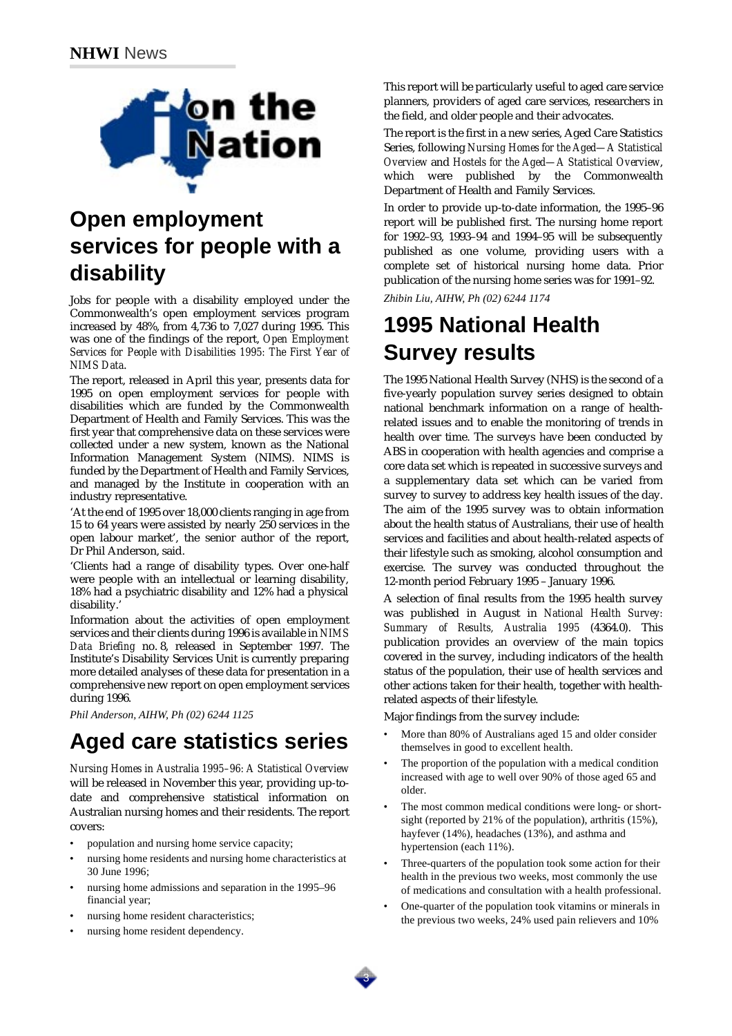# On the Nation

## Open employment services for people with a disability

Jobs for people with a disability employed under the Commonwealth's open employment services program increased by 48%, from 4,736 to 7,027 during 1995. This was one of the findings of the report, *Open Employment Services for People with Disabilities 1995: The First Year of NIMS Data*.

The report, released in April this year, presents data for 1995 on open employment services for people with disabilities which are funded by the Commonwealth Department of Health and Family Services. This was the first year that comprehensive data on these services were collected under a new system, known as the National Information Management System (NIMS). NIMS is funded by the Department of Health and Family Services, and managed by the Institute in cooperation with an industry representative.

'At the end of 1995 over 18,000 clients ranging in age from 15 to 64 years were assisted by nearly 250 services in the open labour market', the senior author of the report, Dr Phil Anderson, said.

'Clients had a range of disability types. Over one-half were people with an intellectual or learning disability, 18% had a psychiatric disability and 12% had a physical disability.'

Information about the activities of open employment services and their clients during 1996 is available in *NIMS Data Briefing* no. 8, released in September 1997. The Institute's Disability Services Unit is currently preparing more detailed analyses of these data for presentation in a comprehensive new report on open employment services during 1996.

*Phil Anderson, AIHW, Ph (02) 6244 1125*

## Aged care statistics series

*Nursing Homes in Australia 1995–96: A Statistical Overview* will be released in November this year, providing up-to-date and comprehensive statistical information on Australian nursing homes and their residents. The report covers:

- population and nursing home service capacity;
- nursing home residents and nursing home characteristics at 30 June 1996;
- nursing home admissions and separation in the 1995–96 financial year;
- nursing home resident characteristics;
- nursing home resident dependency.

This report will be particularly useful to aged care service planners, providers of aged care services, researchers in the field, and older people and their advocates.

The report is the first in a new series, Aged Care Statistics Series, following *Nursing Homes for the Aged—A Statistical Overview* and *Hostels for the Aged—A Statistical Overview*, which were published by the Commonwealth Department of Health and Family Services.

In order to provide up-to-date information, the 1995–96 report will be published first. The nursing home report for 1992–93, 1993–94 and 1994–95 will be subsequently published as one volume, providing users with a complete set of historical nursing home data. Prior publication of the nursing home series was for 1991–92.

*Zhibin Liu, AIHW, Ph (02) 6244 1174*

## 1995 National Health Survey results

The 1995 National Health Survey (NHS) is the second of a five-yearly population survey series designed to obtain national benchmark information on a range of health-related issues and to enable the monitoring of trends in health over time. The surveys have been conducted by ABS in cooperation with health agencies and comprise a core data set which is repeated in successive surveys and a supplementary data set which can be varied from survey to survey to address key health issues of the day. The aim of the 1995 survey was to obtain information about the health status of Australians, their use of health services and facilities and about health-related aspects of their lifestyle such as smoking, alcohol consumption and exercise. The survey was conducted throughout the 12-month period February 1995 – January 1996.

A selection of final results from the 1995 health survey was published in August in *National Health Survey: Summary of Results, Australia 1995* (4364.0). This publication provides an overview of the main topics covered in the survey, including indicators of the health status of the population, their use of health services and other actions taken for their health, together with health-related aspects of their lifestyle.

Major findings from the survey include:

- More than 80% of Australians aged 15 and older consider themselves in good to excellent health.
- The proportion of the population with a medical condition increased with age to well over 90% of those aged 65 and older.
- The most common medical conditions were long- or short-sight (reported by 21% of the population), arthritis (15%), hayfever (14%), headaches (13%), and asthma and hypertension (each 11%).
- Three-quarters of the population took some action for their health in the previous two weeks, most commonly the use of medications and consultation with a health professional.
- One-quarter of the population took vitamins or minerals in the previous two weeks, 24% used pain relievers and 10%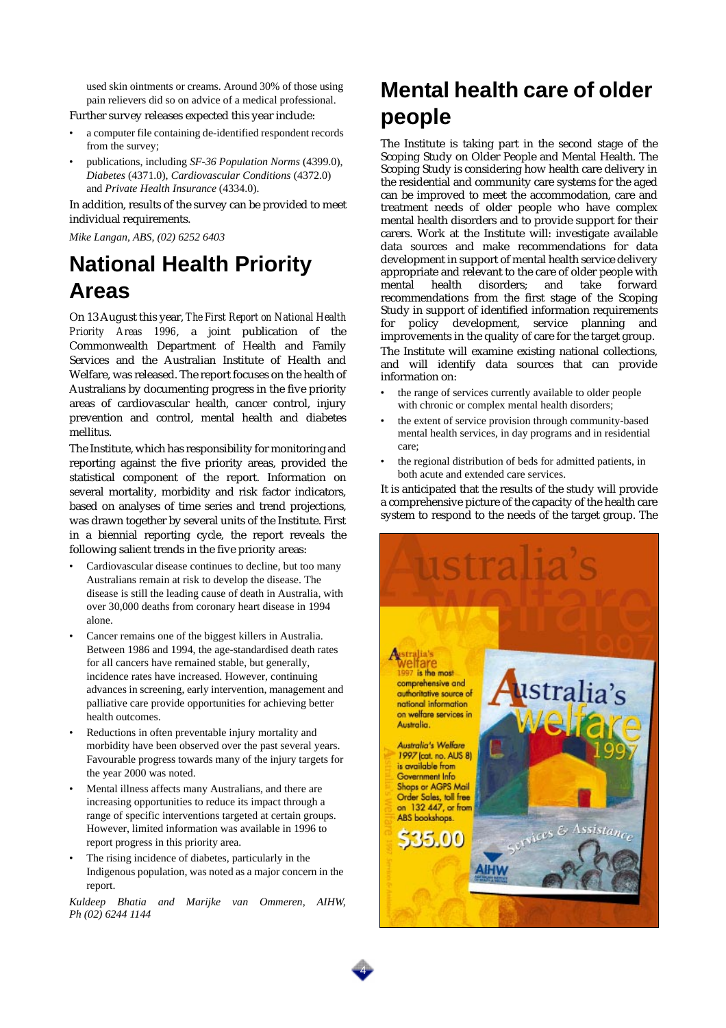used skin ointments or creams. Around 30% of those using pain relievers did so on advice of a medical professional.

Further survey releases expected this year include:

- a computer file containing de-identified respondent records from the survey;
- publications, including *SF-36 Population Norms* (4399.0), *Diabetes* (4371.0), *Cardiovascular Conditions* (4372.0) and *Private Health Insurance* (4334.0).

In addition, results of the survey can be provided to meet individual requirements.

*Mike Langan, ABS, (02) 6252 6403*

# National Health Priority Areas

On 13 August this year, *The First Report on National Health Priority Areas 1996*, a joint publication of the Commonwealth Department of Health and Family Services and the Australian Institute of Health and Welfare, was released. The report focuses on the health of Australians by documenting progress in the five priority areas of cardiovascular health, cancer control, injury prevention and control, mental health and diabetes mellitus.

The Institute, which has responsibility for monitoring and reporting against the five priority areas, provided the statistical component of the report. Information on several mortality, morbidity and risk factor indicators, based on analyses of time series and trend projections, was drawn together by several units of the Institute. First in a biennial reporting cycle, the report reveals the following salient trends in the five priority areas:

- Cardiovascular disease continues to decline, but too many Australians remain at risk to develop the disease. The disease is still the leading cause of death in Australia, with over 30,000 deaths from coronary heart disease in 1994 alone.
- Cancer remains one of the biggest killers in Australia. Between 1986 and 1994, the age-standardised death rates for all cancers have remained stable, but generally, incidence rates have increased. However, continuing advances in screening, early intervention, management and palliative care provide opportunities for achieving better health outcomes.
- Reductions in often preventable injury mortality and morbidity have been observed over the past several years. Favourable progress towards many of the injury targets for the year 2000 was noted.
- Mental illness affects many Australians, and there are increasing opportunities to reduce its impact through a range of specific interventions targeted at certain groups. However, limited information was available in 1996 to report progress in this priority area.
- The rising incidence of diabetes, particularly in the Indigenous population, was noted as a major concern in the report.

*Kuldeep Bhatia and Marijke van Ommeren, AIHW, Ph (02) 6244 1144*

# Mental health care of older people

The Institute is taking part in the second stage of the Scoping Study on Older People and Mental Health. The Scoping Study is considering how health care delivery in the residential and community care systems for the aged can be improved to meet the accommodation, care and treatment needs of older people who have complex mental health disorders and to provide support for their carers. Work at the Institute will: investigate available data sources and make recommendations for data development in support of mental health service delivery appropriate and relevant to the care of older people with mental health disorders; and take forward recommendations from the first stage of the Scoping Study in support of identified information requirements for policy development, service planning and improvements in the quality of care for the target group.

The Institute will examine existing national collections, and will identify data sources that can provide information on:

- the range of services currently available to older people with chronic or complex mental health disorders;
- the extent of service provision through community-based mental health services, in day programs and in residential care;
- the regional distribution of beds for admitted patients, in both acute and extended care services.

It is anticipated that the results of the study will provide a comprehensive picture of the capacity of the health care system to respond to the needs of the target group. The

*Australia's Welfare 1997* is the most comprehensive and authoritative source of national information on welfare services in Australia.

*Australia's Welfare 1997* (cat. no. AUS 8) is available from Government Info Shops or AGPS Mail Order Sales, toll free on 132 447, or from ABS bookshops.

$35.00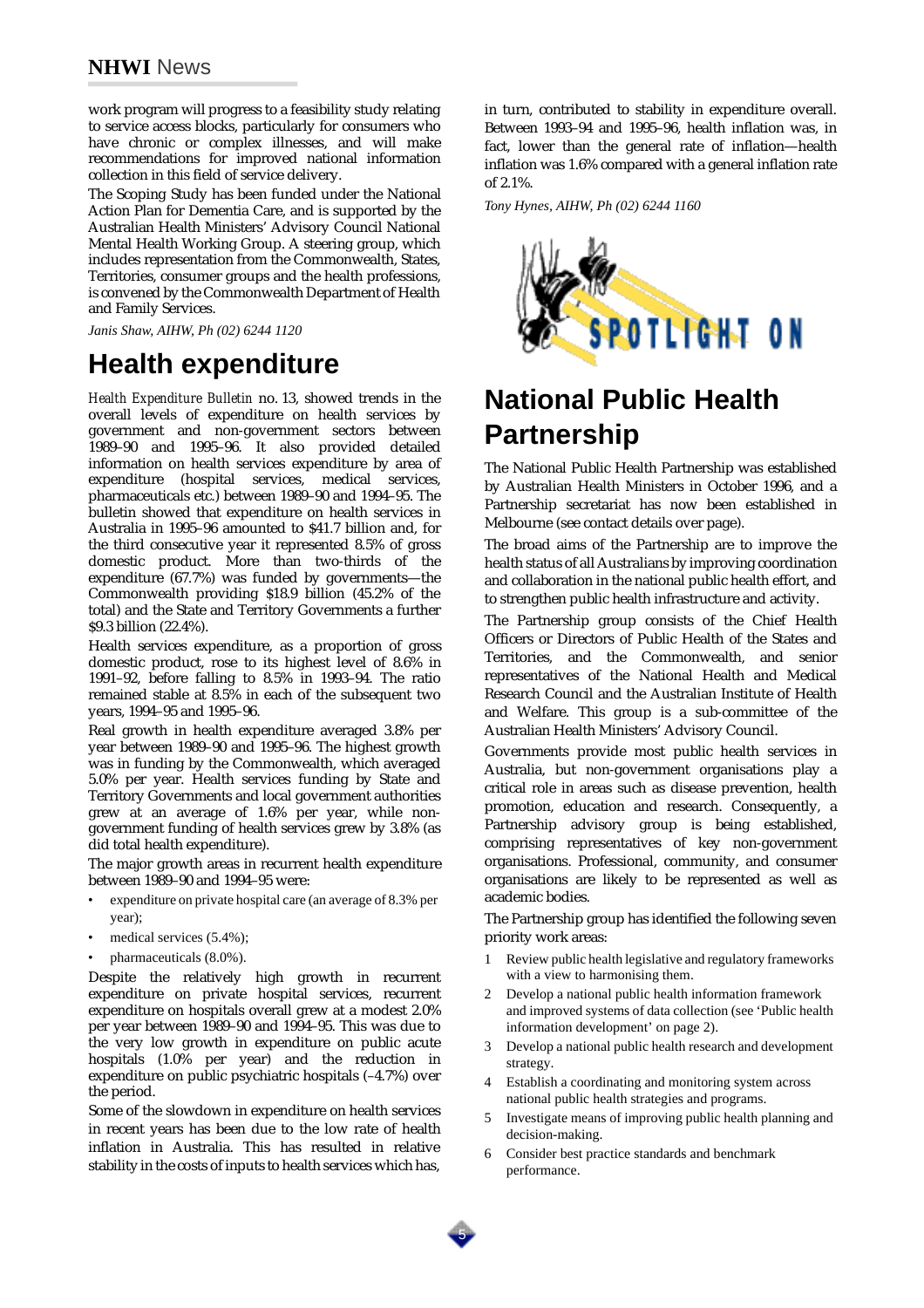work program will progress to a feasibility study relating to service access blocks, particularly for consumers who have chronic or complex illnesses, and will make recommendations for improved national information collection in this field of service delivery.

The Scoping Study has been funded under the National Action Plan for Dementia Care, and is supported by the Australian Health Ministers' Advisory Council National Mental Health Working Group. A steering group, which includes representation from the Commonwealth, States, Territories, consumer groups and the health professions, is convened by the Commonwealth Department of Health and Family Services.

*Janis Shaw, AIHW, Ph (02) 6244 1120*

# Health expenditure

*Health Expenditure Bulletin* no. 13, showed trends in the overall levels of expenditure on health services by government and non-government sectors between 1989–90 and 1995–96. It also provided detailed information on health services expenditure by area of expenditure (hospital services, medical services, pharmaceuticals etc.) between 1989–90 and 1994–95. The bulletin showed that expenditure on health services in Australia in 1995–96 amounted to $41.7 billion and, for the third consecutive year it represented 8.5% of gross domestic product. More than two-thirds of the expenditure (67.7%) was funded by governments—the Commonwealth providing $18.9 billion (45.2% of the total) and the State and Territory Governments a further $9.3 billion (22.4%).

Health services expenditure, as a proportion of gross domestic product, rose to its highest level of 8.6% in 1991–92, before falling to 8.5% in 1993–94. The ratio remained stable at 8.5% in each of the subsequent two years, 1994–95 and 1995–96.

Real growth in health expenditure averaged 3.8% per year between 1989–90 and 1995–96. The highest growth was in funding by the Commonwealth, which averaged 5.0% per year. Health services funding by State and Territory Governments and local government authorities grew at an average of 1.6% per year, while non-government funding of health services grew by 3.8% (as did total health expenditure).

The major growth areas in recurrent health expenditure between 1989–90 and 1994–95 were:

- expenditure on private hospital care (an average of 8.3% per year);
- medical services (5.4%);
- pharmaceuticals (8.0%).

Despite the relatively high growth in recurrent expenditure on private hospital services, recurrent expenditure on hospitals overall grew at a modest 2.0% per year between 1989–90 and 1994–95. This was due to the very low growth in expenditure on public acute hospitals (1.0% per year) and the reduction in expenditure on public psychiatric hospitals (–4.7%) over the period.

Some of the slowdown in expenditure on health services in recent years has been due to the low rate of health inflation in Australia. This has resulted in relative stability in the costs of inputs to health services which has, in turn, contributed to stability in expenditure overall. Between 1993–94 and 1995–96, health inflation was, in fact, lower than the general rate of inflation—health inflation was 1.6% compared with a general inflation rate of 2.1%.

*Tony Hynes, AIHW, Ph (02) 6244 1160*

SPOTLIGHT ON

# National Public Health Partnership

The National Public Health Partnership was established by Australian Health Ministers in October 1996, and a Partnership secretariat has now been established in Melbourne (see contact details over page).

The broad aims of the Partnership are to improve the health status of all Australians by improving coordination and collaboration in the national public health effort, and to strengthen public health infrastructure and activity.

The Partnership group consists of the Chief Health Officers or Directors of Public Health of the States and Territories, and the Commonwealth, and senior representatives of the National Health and Medical Research Council and the Australian Institute of Health and Welfare. This group is a sub-committee of the Australian Health Ministers' Advisory Council.

Governments provide most public health services in Australia, but non-government organisations play a critical role in areas such as disease prevention, health promotion, education and research. Consequently, a Partnership advisory group is being established, comprising representatives of key non-government organisations. Professional, community, and consumer organisations are likely to be represented as well as academic bodies.

The Partnership group has identified the following seven priority work areas:

1. Review public health legislative and regulatory frameworks with a view to harmonising them.
2. Develop a national public health information framework and improved systems of data collection (see 'Public health information development' on page 2).
3. Develop a national public health research and development strategy.
4. Establish a coordinating and monitoring system across national public health strategies and programs.
5. Investigate means of improving public health planning and decision-making.
6. Consider best practice standards and benchmark performance.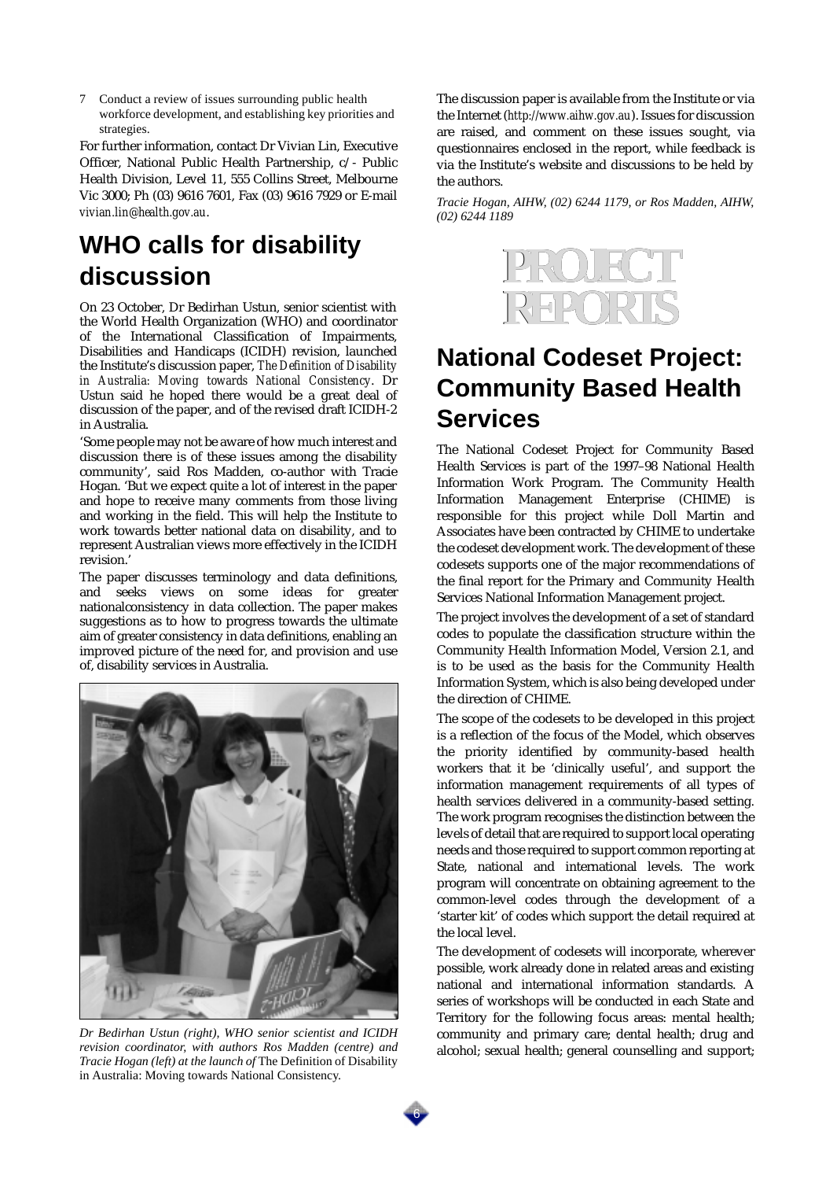7 Conduct a review of issues surrounding public health workforce development, and establishing key priorities and strategies.

For further information, contact Dr Vivian Lin, Executive Officer, National Public Health Partnership, c/- Public Health Division, Level 11, 555 Collins Street, Melbourne Vic 3000; Ph (03) 9616 7601, Fax (03) 9616 7929 or E-mail *vivian.lin@health.gov.au*.

# WHO calls for disability discussion

On 23 October, Dr Bedirhan Ustun, senior scientist with the World Health Organization (WHO) and coordinator of the International Classification of Impairments, Disabilities and Handicaps (ICIDH) revision, launched the Institute's discussion paper, *The Definition of Disability in Australia: Moving towards National Consistency*. Dr Ustun said he hoped there would be a great deal of discussion of the paper, and of the revised draft ICIDH-2 in Australia.

'Some people may not be aware of how much interest and discussion there is of these issues among the disability community', said Ros Madden, co-author with Tracie Hogan. 'But we expect quite a lot of interest in the paper and hope to receive many comments from those living and working in the field. This will help the Institute to work towards better national data on disability, and to represent Australian views more effectively in the ICIDH revision.'

The paper discusses terminology and data definitions, and seeks views on some ideas for greater nationalconsistency in data collection. The paper makes suggestions as to how to progress towards the ultimate aim of greater consistency in data definitions, enabling an improved picture of the need for, and provision and use of, disability services in Australia.

*Dr Bedirhan Ustun (right), WHO senior scientist and ICIDH revision coordinator, with authors Ros Madden (centre) and Tracie Hogan (left) at the launch of* The Definition of Disability in Australia: Moving towards National Consistency.

The discussion paper is available from the Institute or via the Internet (*http://www.aihw.gov.au*). Issues for discussion are raised, and comment on these issues sought, via questionnaires enclosed in the report, while feedback is via the Institute's website and discussions to be held by the authors.

*Tracie Hogan, AIHW, (02) 6244 1179, or Ros Madden, AIHW, (02) 6244 1189*

# PROJECT REPORTS

# National Codeset Project: Community Based Health Services

The National Codeset Project for Community Based Health Services is part of the 1997–98 National Health Information Work Program. The Community Health Information Management Enterprise (CHIME) is responsible for this project while Doll Martin and Associates have been contracted by CHIME to undertake the codeset development work. The development of these codesets supports one of the major recommendations of the final report for the Primary and Community Health Services National Information Management project.

The project involves the development of a set of standard codes to populate the classification structure within the Community Health Information Model, Version 2.1, and is to be used as the basis for the Community Health Information System, which is also being developed under the direction of CHIME.

The scope of the codesets to be developed in this project is a reflection of the focus of the Model, which observes the priority identified by community-based health workers that it be 'clinically useful', and support the information management requirements of all types of health services delivered in a community-based setting. The work program recognises the distinction between the levels of detail that are required to support local operating needs and those required to support common reporting at State, national and international levels. The work program will concentrate on obtaining agreement to the common-level codes through the development of a 'starter kit' of codes which support the detail required at the local level.

The development of codesets will incorporate, wherever possible, work already done in related areas and existing national and international information standards. A series of workshops will be conducted in each State and Territory for the following focus areas: mental health; community and primary care; dental health; drug and alcohol; sexual health; general counselling and support;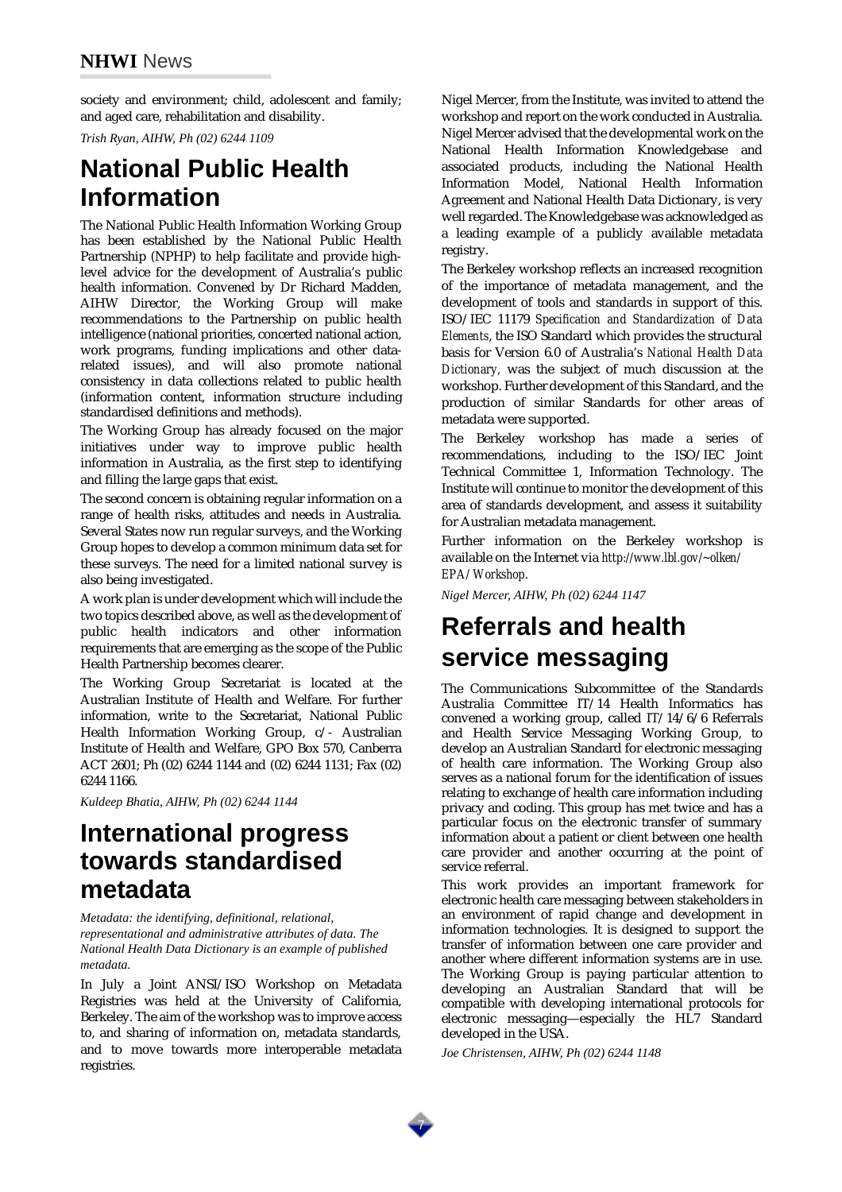society and environment; child, adolescent and family; and aged care, rehabilitation and disability.

*Trish Ryan, AIHW, Ph (02) 6244 1109*

# National Public Health Information

The National Public Health Information Working Group has been established by the National Public Health Partnership (NPHP) to help facilitate and provide high-level advice for the development of Australia's public health information. Convened by Dr Richard Madden, AIHW Director, the Working Group will make recommendations to the Partnership on public health intelligence (national priorities, concerted national action, work programs, funding implications and other data-related issues), and will also promote national consistency in data collections related to public health (information content, information structure including standardised definitions and methods).

The Working Group has already focused on the major initiatives under way to improve public health information in Australia, as the first step to identifying and filling the large gaps that exist.

The second concern is obtaining regular information on a range of health risks, attitudes and needs in Australia. Several States now run regular surveys, and the Working Group hopes to develop a common minimum data set for these surveys. The need for a limited national survey is also being investigated.

A work plan is under development which will include the two topics described above, as well as the development of public health indicators and other information requirements that are emerging as the scope of the Public Health Partnership becomes clearer.

The Working Group Secretariat is located at the Australian Institute of Health and Welfare. For further information, write to the Secretariat, National Public Health Information Working Group, c/- Australian Institute of Health and Welfare, GPO Box 570, Canberra ACT 2601; Ph (02) 6244 1144 and (02) 6244 1131; Fax (02) 6244 1166.

*Kuldeep Bhatia, AIHW, Ph (02) 6244 1144*

# International progress towards standardised metadata

*Metadata: the identifying, definitional, relational, representational and administrative attributes of data. The National Health Data Dictionary is an example of published metadata.*

In July a Joint ANSI/ISO Workshop on Metadata Registries was held at the University of California, Berkeley. The aim of the workshop was to improve access to, and sharing of information on, metadata standards, and to move towards more interoperable metadata registries.

Nigel Mercer, from the Institute, was invited to attend the workshop and report on the work conducted in Australia. Nigel Mercer advised that the developmental work on the National Health Information Knowledgebase and associated products, including the National Health Information Model, National Health Information Agreement and National Health Data Dictionary, is very well regarded. The Knowledgebase was acknowledged as a leading example of a publicly available metadata registry.

The Berkeley workshop reflects an increased recognition of the importance of metadata management, and the development of tools and standards in support of this. ISO/IEC 11179 *Specification and Standardization of Data Elements*, the ISO Standard which provides the structural basis for Version 6.0 of Australia's *National Health Data Dictionary*, was the subject of much discussion at the workshop. Further development of this Standard, and the production of similar Standards for other areas of metadata were supported.

The Berkeley workshop has made a series of recommendations, including to the ISO/IEC Joint Technical Committee 1, Information Technology. The Institute will continue to monitor the development of this area of standards development, and assess it suitability for Australian metadata management.

Further information on the Berkeley workshop is available on the Internet via *http://www.lbl.gov/~olken/EPA/Workshop*.

*Nigel Mercer, AIHW, Ph (02) 6244 1147*

# Referrals and health service messaging

The Communications Subcommittee of the Standards Australia Committee IT/14 Health Informatics has convened a working group, called IT/14/6/6 Referrals and Health Service Messaging Working Group, to develop an Australian Standard for electronic messaging of health care information. The Working Group also serves as a national forum for the identification of issues relating to exchange of health care information including privacy and coding. This group has met twice and has a particular focus on the electronic transfer of summary information about a patient or client between one health care provider and another occurring at the point of service referral.

This work provides an important framework for electronic health care messaging between stakeholders in an environment of rapid change and development in information technologies. It is designed to support the transfer of information between one care provider and another where different information systems are in use. The Working Group is paying particular attention to developing an Australian Standard that will be compatible with developing international protocols for electronic messaging—especially the HL7 Standard developed in the USA.

*Joe Christensen, AIHW, Ph (02) 6244 1148*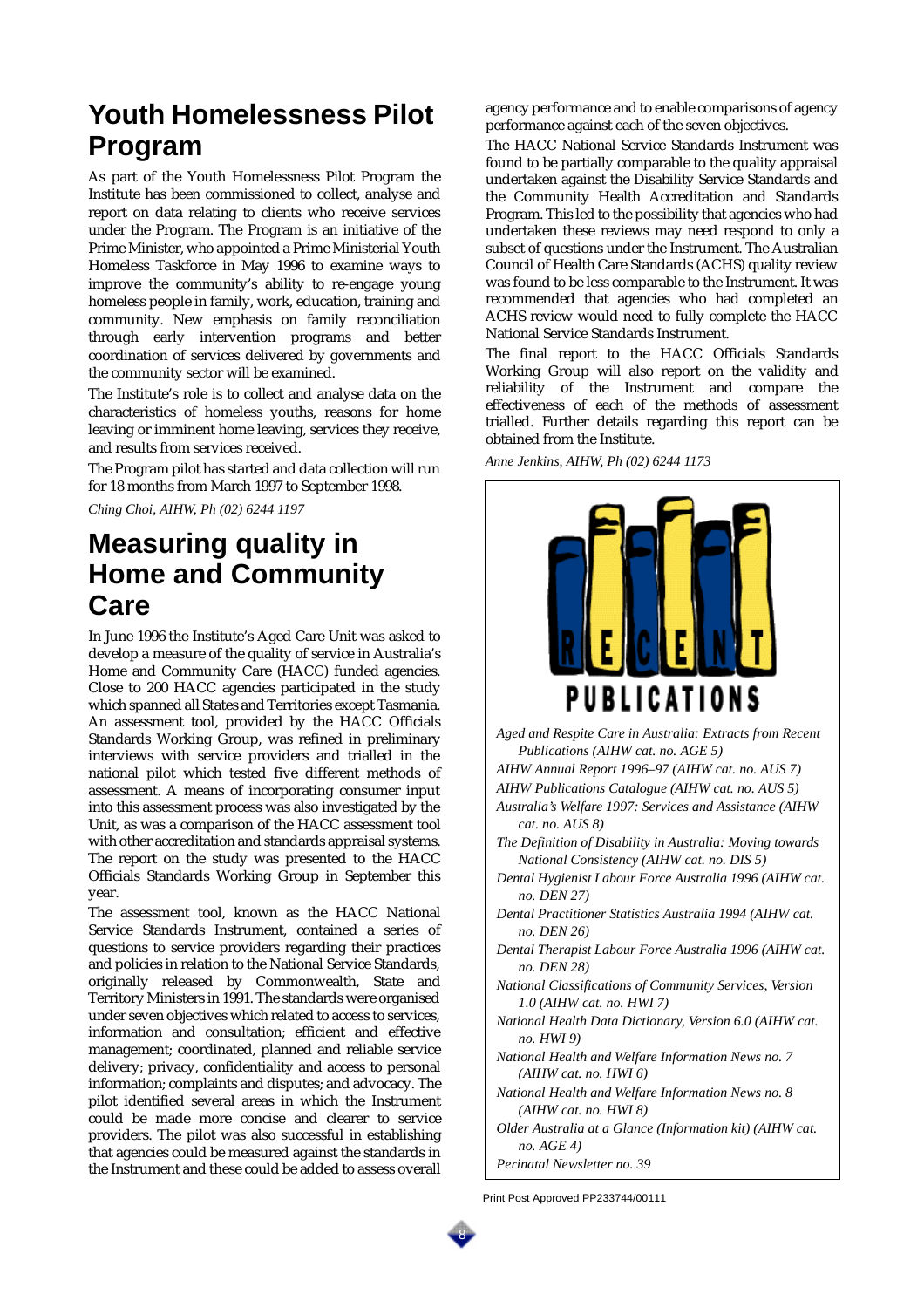# Youth Homelessness Pilot Program

As part of the Youth Homelessness Pilot Program the Institute has been commissioned to collect, analyse and report on data relating to clients who receive services under the Program. The Program is an initiative of the Prime Minister, who appointed a Prime Ministerial Youth Homeless Taskforce in May 1996 to examine ways to improve the community's ability to re-engage young homeless people in family, work, education, training and community. New emphasis on family reconciliation through early intervention programs and better coordination of services delivered by governments and the community sector will be examined.

The Institute's role is to collect and analyse data on the characteristics of homeless youths, reasons for home leaving or imminent home leaving, services they receive, and results from services received.

The Program pilot has started and data collection will run for 18 months from March 1997 to September 1998.

*Ching Choi, AIHW, Ph (02) 6244 1197*

# Measuring quality in Home and Community Care

In June 1996 the Institute's Aged Care Unit was asked to develop a measure of the quality of service in Australia's Home and Community Care (HACC) funded agencies. Close to 200 HACC agencies participated in the study which spanned all States and Territories except Tasmania. An assessment tool, provided by the HACC Officials Standards Working Group, was refined in preliminary interviews with service providers and trialled in the national pilot which tested five different methods of assessment. A means of incorporating consumer input into this assessment process was also investigated by the Unit, as was a comparison of the HACC assessment tool with other accreditation and standards appraisal systems. The report on the study was presented to the HACC Officials Standards Working Group in September this year.

The assessment tool, known as the HACC National Service Standards Instrument, contained a series of questions to service providers regarding their practices and policies in relation to the National Service Standards, originally released by Commonwealth, State and Territory Ministers in 1991. The standards were organised under seven objectives which related to access to services, information and consultation; efficient and effective management; coordinated, planned and reliable service delivery; privacy, confidentiality and access to personal information; complaints and disputes; and advocacy. The pilot identified several areas in which the Instrument could be made more concise and clearer to service providers. The pilot was also successful in establishing that agencies could be measured against the standards in the Instrument and these could be added to assess overall agency performance and to enable comparisons of agency performance against each of the seven objectives.

The HACC National Service Standards Instrument was found to be partially comparable to the quality appraisal undertaken against the Disability Service Standards and the Community Health Accreditation and Standards Program. This led to the possibility that agencies who had undertaken these reviews may need respond to only a subset of questions under the Instrument. The Australian Council of Health Care Standards (ACHS) quality review was found to be less comparable to the Instrument. It was recommended that agencies who had completed an ACHS review would need to fully complete the HACC National Service Standards Instrument.

The final report to the HACC Officials Standards Working Group will also report on the validity and reliability of the Instrument and compare the effectiveness of each of the methods of assessment trialled. Further details regarding this report can be obtained from the Institute.

*Anne Jenkins, AIHW, Ph (02) 6244 1173*

## RECENT PUBLICATIONS

*Aged and Respite Care in Australia: Extracts from Recent Publications (AIHW cat. no. AGE 5)*

*AIHW Annual Report 1996–97 (AIHW cat. no. AUS 7)*

*AIHW Publications Catalogue (AIHW cat. no. AUS 5)*

*Australia's Welfare 1997: Services and Assistance (AIHW cat. no. AUS 8)*

*The Definition of Disability in Australia: Moving towards National Consistency (AIHW cat. no. DIS 5)*

*Dental Hygienist Labour Force Australia 1996 (AIHW cat. no. DEN 27)*

*Dental Practitioner Statistics Australia 1994 (AIHW cat. no. DEN 26)*

*Dental Therapist Labour Force Australia 1996 (AIHW cat. no. DEN 28)*

*National Classifications of Community Services, Version 1.0 (AIHW cat. no. HWI 7)*

*National Health Data Dictionary, Version 6.0 (AIHW cat. no. HWI 9)*

*National Health and Welfare Information News no. 7 (AIHW cat. no. HWI 6)*

*National Health and Welfare Information News no. 8 (AIHW cat. no. HWI 8)*

*Older Australia at a Glance (Information kit) (AIHW cat. no. AGE 4)*

*Perinatal Newsletter no. 39*

Print Post Approved PP233744/00111